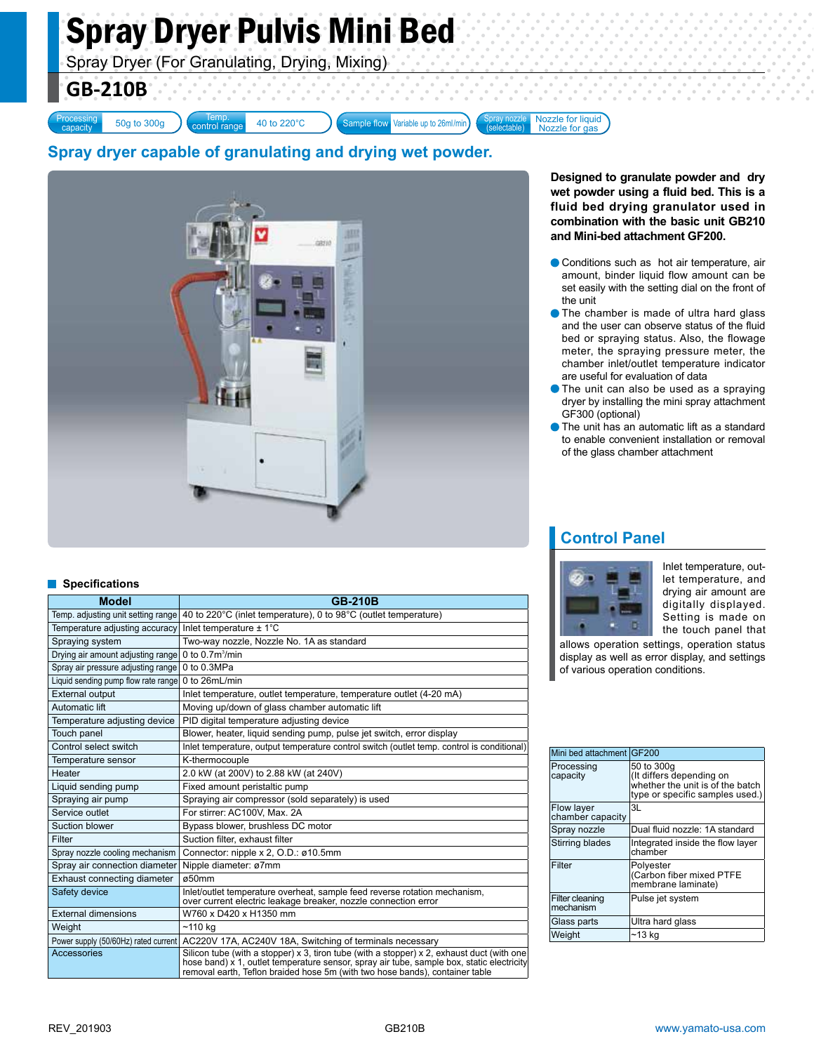# Spray Dryer Pulvis Mini Bed

Spray Dryer (For Granulating, Drying, Mixing)

## GB-210B

Processing capacity: 50g to 300g | Temp. control range: 40 to 220°C | Sample flow: Variable up to 26ml/min | Spray nozzle (selectable): Nozzle for liquid, Nozzle for gas

## Spray dryer capable of granulating and drying wet powder.

**Designed to granulate powder and dry wet powder using a fluid bed. This is a fluid bed drying granulator used in combination with the basic unit GB210 and Mini-bed attachment GF200.**

- Conditions such as hot air temperature, air amount, binder liquid flow amount can be set easily with the setting dial on the front of the unit
- The chamber is made of ultra hard glass and the user can observe status of the fluid bed or spraying status. Also, the flowage meter, the spraying pressure meter, the chamber inlet/outlet temperature indicator are useful for evaluation of data
- The unit can also be used as a spraying dryer by installing the mini spray attachment GF300 (optional)
- The unit has an automatic lift as a standard to enable convenient installation or removal of the glass chamber attachment

## Control Panel

Inlet temperature, outlet temperature, and drying air amount are digitally displayed. Setting is made on the touch panel that allows operation settings, operation status display as well as error display, and settings of various operation conditions.

| Mini bed attachment | GF200 |
|---|---|
| Processing capacity | 50 to 300g (It differs depending on whether the unit is of the batch type or specific samples used.) |
| Flow layer chamber capacity | 3L |
| Spray nozzle | Dual fluid nozzle: 1A standard |
| Stirring blades | Integrated inside the flow layer chamber |
| Filter | Polyester (Carbon fiber mixed PTFE membrane laminate) |
| Filter cleaning mechanism | Pulse jet system |
| Glass parts | Ultra hard glass |
| Weight | ~13 kg |

### Specifications

| Model | GB-210B |
|---|---|
| Temp. adjusting unit setting range | 40 to 220°C (inlet temperature), 0 to 98°C (outlet temperature) |
| Temperature adjusting accuracy | Inlet temperature ± 1°C |
| Spraying system | Two-way nozzle, Nozzle No. 1A as standard |
| Drying air amount adjusting range | 0 to 0.7m$^3$/min |
| Spray air pressure adjusting range | 0 to 0.3MPa |
| Liquid sending pump flow rate range | 0 to 26mL/min |
| External output | Inlet temperature, outlet temperature, temperature outlet (4-20 mA) |
| Automatic lift | Moving up/down of glass chamber automatic lift |
| Temperature adjusting device | PID digital temperature adjusting device |
| Touch panel | Blower, heater, liquid sending pump, pulse jet switch, error display |
| Control select switch | Inlet temperature, output temperature control switch (outlet temp. control is conditional) |
| Temperature sensor | K-thermocouple |
| Heater | 2.0 kW (at 200V) to 2.88 kW (at 240V) |
| Liquid sending pump | Fixed amount peristaltic pump |
| Spraying air pump | Spraying air compressor (sold separately) is used |
| Service outlet | For stirrer: AC100V, Max. 2A |
| Suction blower | Bypass blower, brushless DC motor |
| Filter | Suction filter, exhaust filter |
| Spray nozzle cooling mechanism | Connector: nipple x 2, O.D.: ø10.5mm |
| Spray air connection diameter | Nipple diameter: ø7mm |
| Exhaust connecting diameter | ø50mm |
| Safety device | Inlet/outlet temperature overheat, sample feed reverse rotation mechanism, over current electric leakage breaker, nozzle connection error |
| External dimensions | W760 x D420 x H1350 mm |
| Weight | ~110 kg |
| Power supply (50/60Hz) rated current | AC220V 17A, AC240V 18A, Switching of terminals necessary |
| Accessories | Silicon tube (with a stopper) x 3, tiron tube (with a stopper) x 2, exhaust duct (with one hose band) x 1, outlet temperature sensor, spray air tube, sample box, static electricity removal earth, Teflon braided hose 5m (with two hose bands), container table |

REV_201903 GB210B www.yamato-usa.com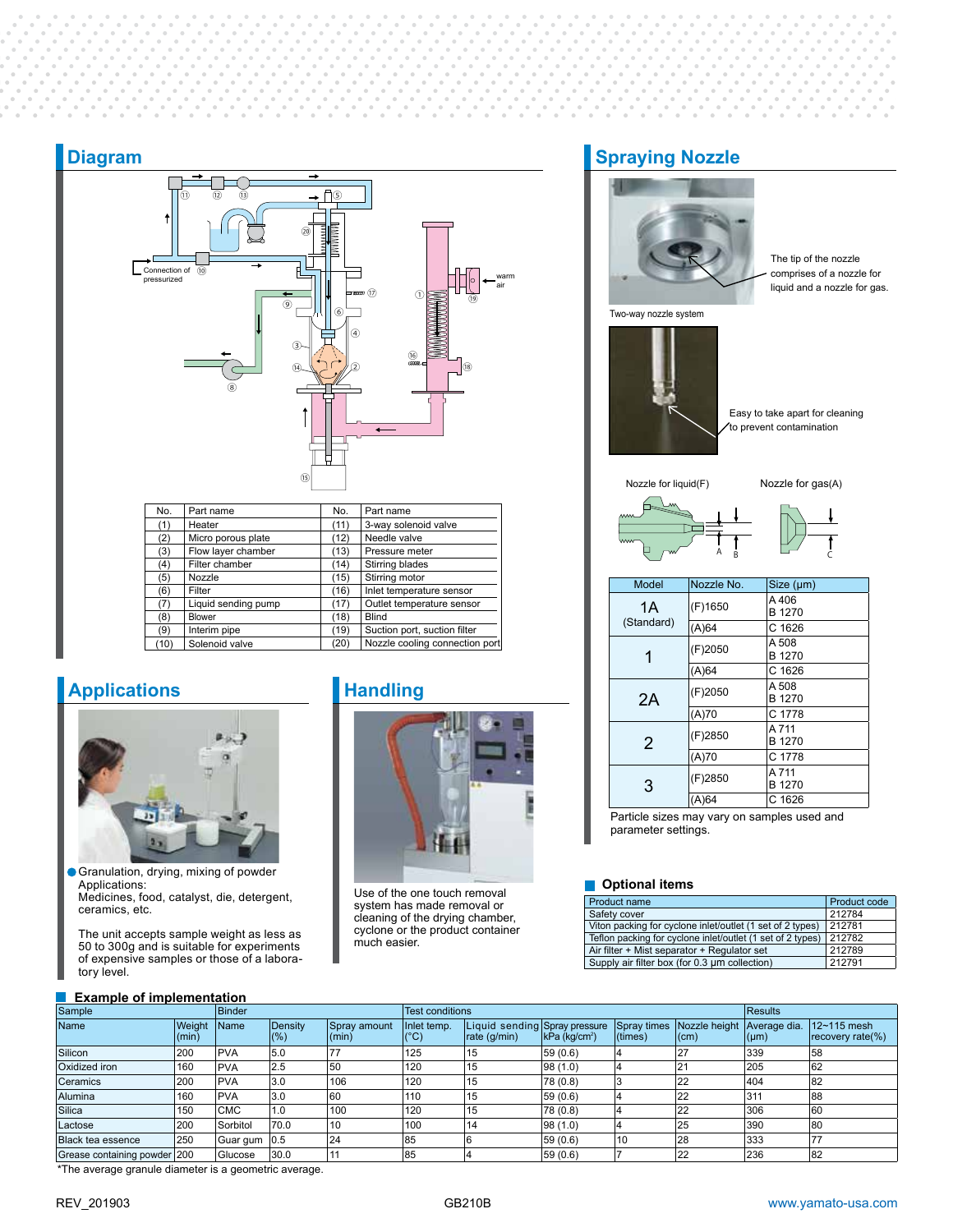## Diagram

Connection of pressurized

warm air

| No. | Part name | No. | Part name |
|---|---|---|---|
| (1) | Heater | (11) | 3-way solenoid valve |
| (2) | Micro porous plate | (12) | Needle valve |
| (3) | Flow layer chamber | (13) | Pressure meter |
| (4) | Filter chamber | (14) | Stirring blades |
| (5) | Nozzle | (15) | Stirring motor |
| (6) | Filter | (16) | Inlet temperature sensor |
| (7) | Liquid sending pump | (17) | Outlet temperature sensor |
| (8) | Blower | (18) | Blind |
| (9) | Interim pipe | (19) | Suction port, suction filter |
| (10) | Solenoid valve | (20) | Nozzle cooling connection port |

## Spraying Nozzle

Two-way nozzle system

The tip of the nozzle comprises of a nozzle for liquid and a nozzle for gas.

Easy to take apart for cleaning to prevent contamination

Nozzle for liquid(F)

Nozzle for gas(A)

| Model | Nozzle No. | Size (μm) |
|---|---|---|
| 1A (Standard) | (F)1650 | A 406<br>B 1270 |
| | (A)64 | C 1626 |
| 1 | (F)2050 | A 508<br>B 1270 |
| | (A)64 | C 1626 |
| 2A | (F)2050 | A 508<br>B 1270 |
| | (A)70 | C 1778 |
| 2 | (F)2850 | A 711<br>B 1270 |
| | (A)70 | C 1778 |
| 3 | (F)2850 | A 711<br>B 1270 |
| | (A)64 | C 1626 |

Particle sizes may vary on samples used and parameter settings.

## Applications

- Granulation, drying, mixing of powder

Applications:
Medicines, food, catalyst, die, detergent, ceramics, etc.

The unit accepts sample weight as less as 50 to 300g and is suitable for experiments of expensive samples or those of a laboratory level.

## Handling

Use of the one touch removal system has made removal or cleaning of the drying chamber, cyclone or the product container much easier.

### Optional items

| Product name | Product code |
|---|---|
| Safety cover | 212784 |
| Viton packing for cyclone inlet/outlet (1 set of 2 types) | 212781 |
| Teflon packing for cyclone inlet/outlet (1 set of 2 types) | 212782 |
| Air filter + Mist separator + Regulator set | 212789 |
| Supply air filter box (for 0.3 μm collection) | 212791 |

### Example of implementation

| Sample | | Binder | | | Test conditions | | | | | Results | |
|---|---|---|---|---|---|---|---|---|---|---|---|
| Name | Weight (min) | Name | Density (%) | Spray amount (min) | Inlet temp. (°C) | Liquid sending rate (g/min) | Spray pressure kPa (kg/cm²) | Spray times (times) | Nozzle height (cm) | Average dia. (μm) | 12~115 mesh recovery rate(%) |
| Silicon | 200 | PVA | 5.0 | 77 | 125 | 15 | 59 (0.6) | 4 | 27 | 339 | 58 |
| Oxidized iron | 160 | PVA | 2.5 | 50 | 120 | 15 | 98 (1.0) | 4 | 21 | 205 | 62 |
| Ceramics | 200 | PVA | 3.0 | 106 | 120 | 15 | 78 (0.8) | 3 | 22 | 404 | 82 |
| Alumina | 160 | PVA | 3.0 | 60 | 110 | 15 | 59 (0.6) | 4 | 22 | 311 | 88 |
| Silica | 150 | CMC | 1.0 | 100 | 120 | 15 | 78 (0.8) | 4 | 22 | 306 | 60 |
| Lactose | 200 | Sorbitol | 70.0 | 10 | 100 | 14 | 98 (1.0) | 4 | 25 | 390 | 80 |
| Black tea essence | 250 | Guar gum | 0.5 | 24 | 85 | 6 | 59 (0.6) | 10 | 28 | 333 | 77 |
| Grease containing powder | 200 | Glucose | 30.0 | 11 | 85 | 4 | 59 (0.6) | 7 | 22 | 236 | 82 |

*The average granule diameter is a geometric average.

REV_201903 GB210B www.yamato-usa.com